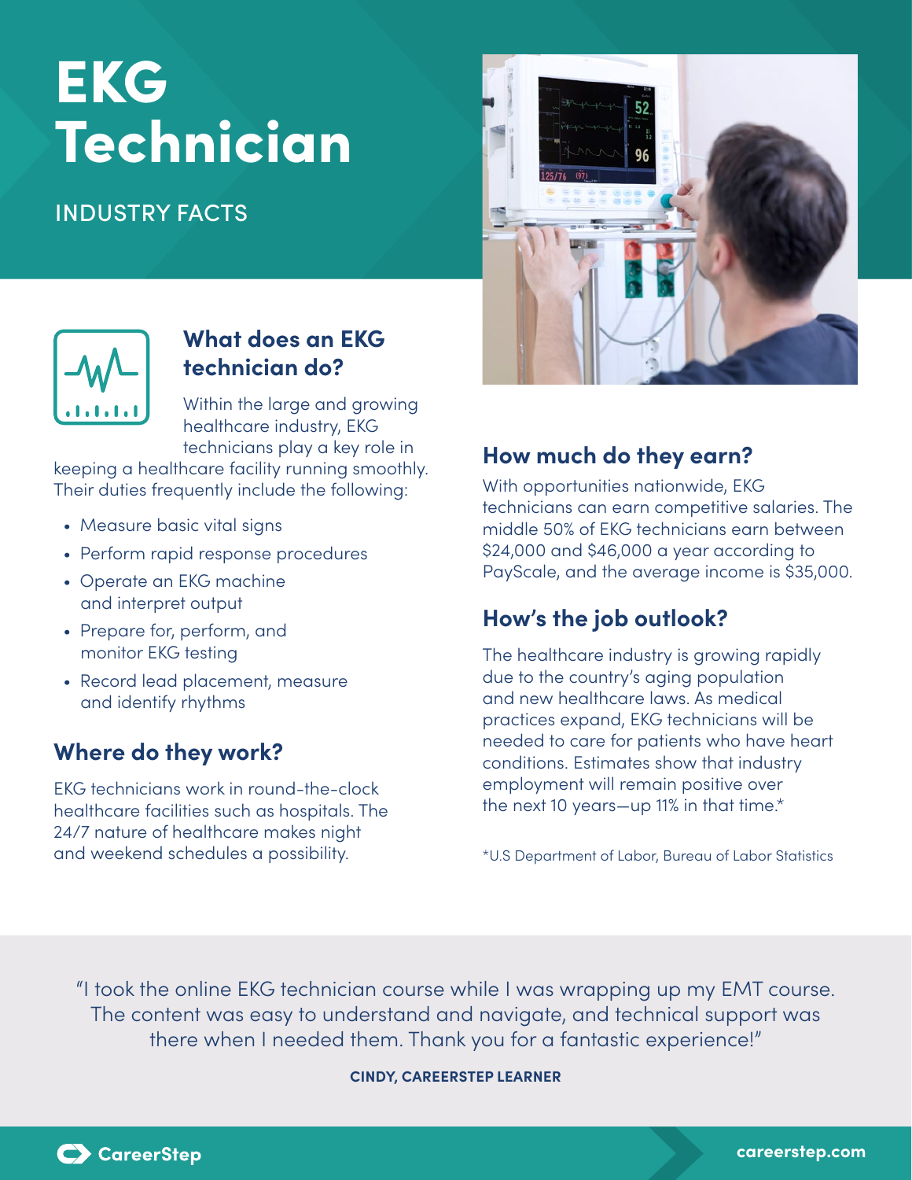# EKG Technician

INDUSTRY FACTS

## What does an EKG technician do?

Within the large and growing healthcare industry, EKG technicians play a key role in keeping a healthcare facility running smoothly. Their duties frequently include the following:

- Measure basic vital signs
- Perform rapid response procedures
- Operate an EKG machine and interpret output
- Prepare for, perform, and monitor EKG testing
- Record lead placement, measure and identify rhythms

## Where do they work?

EKG technicians work in round-the-clock healthcare facilities such as hospitals. The 24/7 nature of healthcare makes night and weekend schedules a possibility.

## How much do they earn?

With opportunities nationwide, EKG technicians can earn competitive salaries. The middle 50% of EKG technicians earn between $24,000 and $46,000 a year according to PayScale, and the average income is $35,000.

## How's the job outlook?

The healthcare industry is growing rapidly due to the country's aging population and new healthcare laws. As medical practices expand, EKG technicians will be needed to care for patients who have heart conditions. Estimates show that industry employment will remain positive over the next 10 years—up 11% in that time.*

*U.S Department of Labor, Bureau of Labor Statistics

"I took the online EKG technician course while I was wrapping up my EMT course. The content was easy to understand and navigate, and technical support was there when I needed them. Thank you for a fantastic experience!"

**CINDY, CAREERSTEP LEARNER**

CareerStep

careerstep.com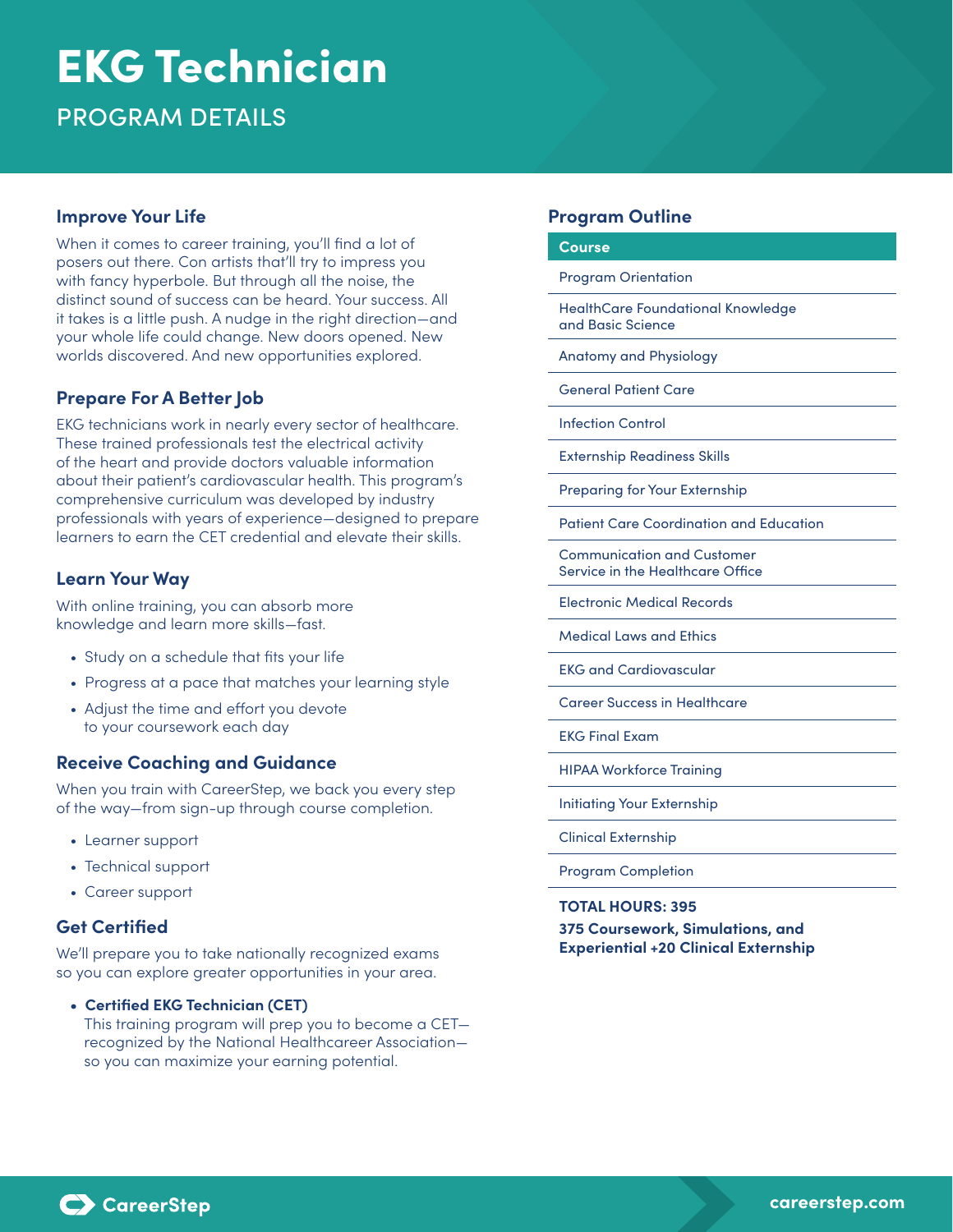# EKG Technician

## PROGRAM DETAILS

### Improve Your Life

When it comes to career training, you'll find a lot of posers out there. Con artists that'll try to impress you with fancy hyperbole. But through all the noise, the distinct sound of success can be heard. Your success. All it takes is a little push. A nudge in the right direction—and your whole life could change. New doors opened. New worlds discovered. And new opportunities explored.

### Prepare For A Better Job

EKG technicians work in nearly every sector of healthcare. These trained professionals test the electrical activity of the heart and provide doctors valuable information about their patient's cardiovascular health. This program's comprehensive curriculum was developed by industry professionals with years of experience—designed to prepare learners to earn the CET credential and elevate their skills.

### Learn Your Way

With online training, you can absorb more knowledge and learn more skills—fast.

- Study on a schedule that fits your life
- Progress at a pace that matches your learning style
- Adjust the time and effort you devote to your coursework each day

### Receive Coaching and Guidance

When you train with CareerStep, we back you every step of the way—from sign-up through course completion.

- Learner support
- Technical support
- Career support

### Get Certified

We'll prepare you to take nationally recognized exams so you can explore greater opportunities in your area.

- **Certified EKG Technician (CET)**
  This training program will prep you to become a CET—recognized by the National Healthcareer Association—so you can maximize your earning potential.

### Program Outline

| Course |
|---|
| Program Orientation |
| HealthCare Foundational Knowledge and Basic Science |
| Anatomy and Physiology |
| General Patient Care |
| Infection Control |
| Externship Readiness Skills |
| Preparing for Your Externship |
| Patient Care Coordination and Education |
| Communication and Customer Service in the Healthcare Office |
| Electronic Medical Records |
| Medical Laws and Ethics |
| EKG and Cardiovascular |
| Career Success in Healthcare |
| EKG Final Exam |
| HIPAA Workforce Training |
| Initiating Your Externship |
| Clinical Externship |
| Program Completion |

**TOTAL HOURS: 395**

**375 Coursework, Simulations, and Experiential +20 Clinical Externship**

CareerStep

careerstep.com